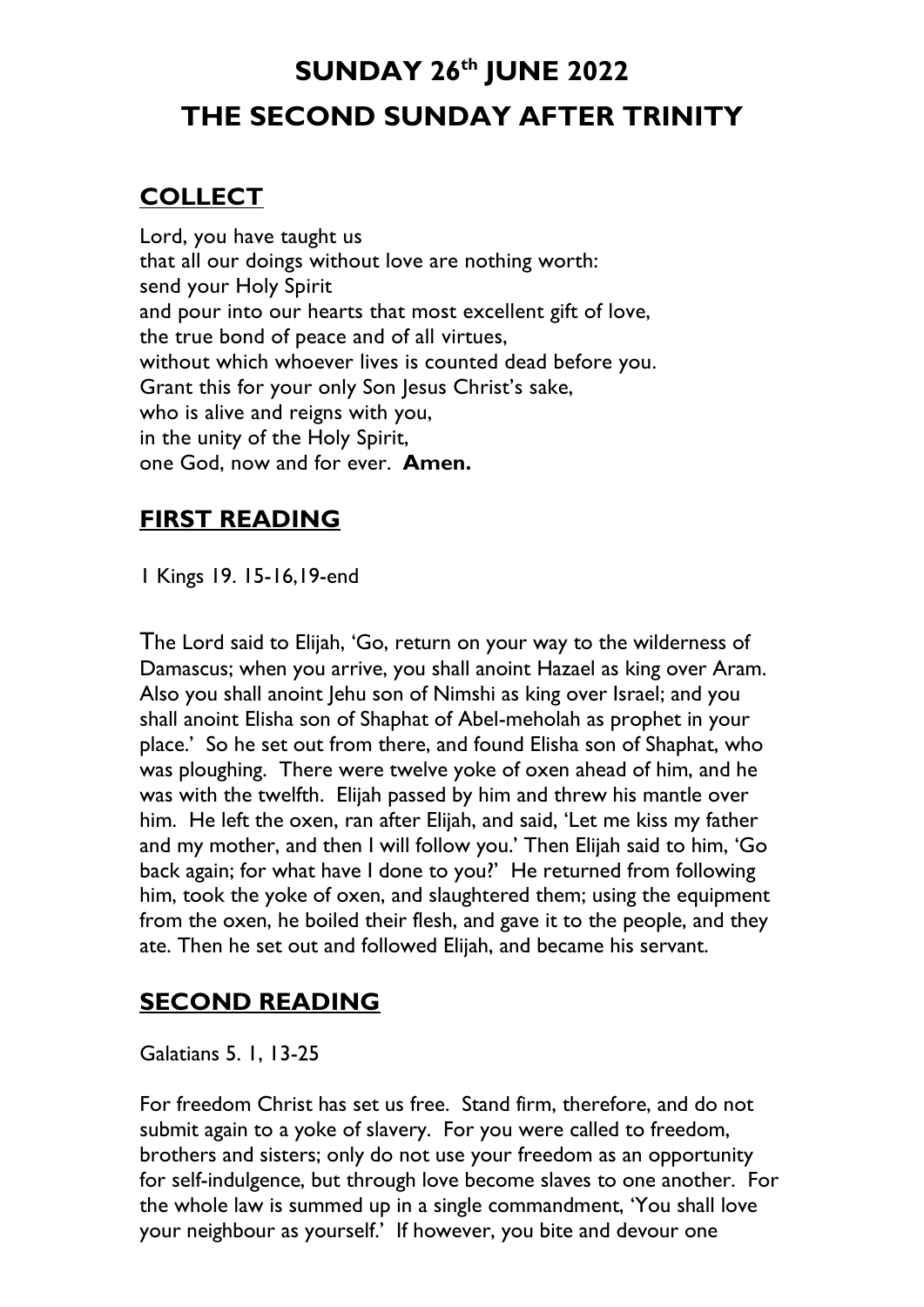# SUNDAY 26th JUNE 2022

# THE SECOND SUNDAY AFTER TRINITY

## COLLECT

Lord, you have taught us
that all our doings without love are nothing worth:
send your Holy Spirit
and pour into our hearts that most excellent gift of love,
the true bond of peace and of all virtues,
without which whoever lives is counted dead before you.
Grant this for your only Son Jesus Christ's sake,
who is alive and reigns with you,
in the unity of the Holy Spirit,
one God, now and for ever. **Amen.**

## FIRST READING

1 Kings 19. 15-16,19-end

The Lord said to Elijah, 'Go, return on your way to the wilderness of Damascus; when you arrive, you shall anoint Hazael as king over Aram. Also you shall anoint Jehu son of Nimshi as king over Israel; and you shall anoint Elisha son of Shaphat of Abel-meholah as prophet in your place.' So he set out from there, and found Elisha son of Shaphat, who was ploughing. There were twelve yoke of oxen ahead of him, and he was with the twelfth. Elijah passed by him and threw his mantle over him. He left the oxen, ran after Elijah, and said, 'Let me kiss my father and my mother, and then I will follow you.' Then Elijah said to him, 'Go back again; for what have I done to you?' He returned from following him, took the yoke of oxen, and slaughtered them; using the equipment from the oxen, he boiled their flesh, and gave it to the people, and they ate. Then he set out and followed Elijah, and became his servant.

## SECOND READING

Galatians 5. 1, 13-25

For freedom Christ has set us free. Stand firm, therefore, and do not submit again to a yoke of slavery. For you were called to freedom, brothers and sisters; only do not use your freedom as an opportunity for self-indulgence, but through love become slaves to one another. For the whole law is summed up in a single commandment, 'You shall love your neighbour as yourself.' If however, you bite and devour one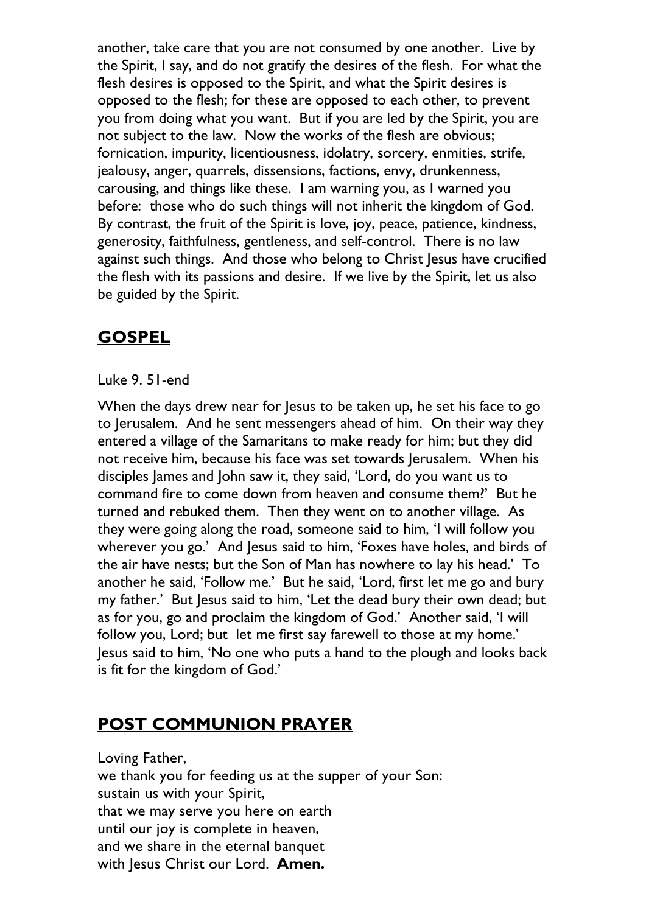another, take care that you are not consumed by one another. Live by the Spirit, I say, and do not gratify the desires of the flesh. For what the flesh desires is opposed to the Spirit, and what the Spirit desires is opposed to the flesh; for these are opposed to each other, to prevent you from doing what you want. But if you are led by the Spirit, you are not subject to the law. Now the works of the flesh are obvious; fornication, impurity, licentiousness, idolatry, sorcery, enmities, strife, jealousy, anger, quarrels, dissensions, factions, envy, drunkenness, carousing, and things like these. I am warning you, as I warned you before: those who do such things will not inherit the kingdom of God. By contrast, the fruit of the Spirit is love, joy, peace, patience, kindness, generosity, faithfulness, gentleness, and self-control. There is no law against such things. And those who belong to Christ Jesus have crucified the flesh with its passions and desire. If we live by the Spirit, let us also be guided by the Spirit.

## GOSPEL

Luke 9. 51-end

When the days drew near for Jesus to be taken up, he set his face to go to Jerusalem. And he sent messengers ahead of him. On their way they entered a village of the Samaritans to make ready for him; but they did not receive him, because his face was set towards Jerusalem. When his disciples James and John saw it, they said, 'Lord, do you want us to command fire to come down from heaven and consume them?' But he turned and rebuked them. Then they went on to another village. As they were going along the road, someone said to him, 'I will follow you wherever you go.' And Jesus said to him, 'Foxes have holes, and birds of the air have nests; but the Son of Man has nowhere to lay his head.' To another he said, 'Follow me.' But he said, 'Lord, first let me go and bury my father.' But Jesus said to him, 'Let the dead bury their own dead; but as for you, go and proclaim the kingdom of God.' Another said, 'I will follow you, Lord; but let me first say farewell to those at my home.' Jesus said to him, 'No one who puts a hand to the plough and looks back is fit for the kingdom of God.'

## POST COMMUNION PRAYER

Loving Father,
we thank you for feeding us at the supper of your Son:
sustain us with your Spirit,
that we may serve you here on earth
until our joy is complete in heaven,
and we share in the eternal banquet
with Jesus Christ our Lord. **Amen.**